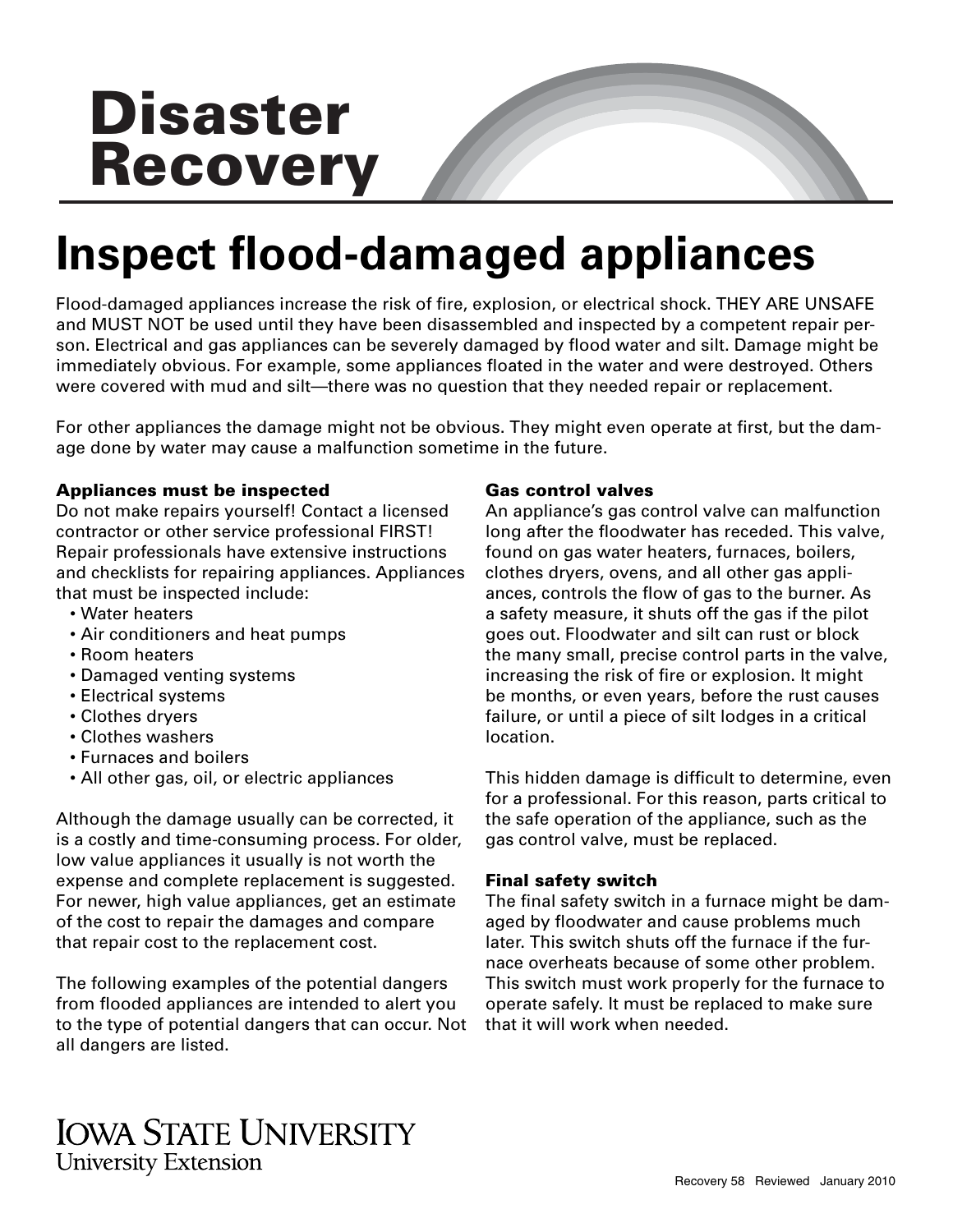# Disaster Recovery

# Inspect flood-damaged appliances

Flood-damaged appliances increase the risk of fire, explosion, or electrical shock. THEY ARE UNSAFE and MUST NOT be used until they have been disassembled and inspected by a competent repair person. Electrical and gas appliances can be severely damaged by flood water and silt. Damage might be immediately obvious. For example, some appliances floated in the water and were destroyed. Others were covered with mud and silt—there was no question that they needed repair or replacement.

For other appliances the damage might not be obvious. They might even operate at first, but the damage done by water may cause a malfunction sometime in the future.

### Appliances must be inspected

Do not make repairs yourself! Contact a licensed contractor or other service professional FIRST! Repair professionals have extensive instructions and checklists for repairing appliances. Appliances that must be inspected include:

- Water heaters
- Air conditioners and heat pumps
- Room heaters
- Damaged venting systems
- Electrical systems
- Clothes dryers
- Clothes washers
- Furnaces and boilers
- All other gas, oil, or electric appliances

Although the damage usually can be corrected, it is a costly and time-consuming process. For older, low value appliances it usually is not worth the expense and complete replacement is suggested. For newer, high value appliances, get an estimate of the cost to repair the damages and compare that repair cost to the replacement cost.

The following examples of the potential dangers from flooded appliances are intended to alert you to the type of potential dangers that can occur. Not all dangers are listed.

### Gas control valves

An appliance's gas control valve can malfunction long after the floodwater has receded. This valve, found on gas water heaters, furnaces, boilers, clothes dryers, ovens, and all other gas appliances, controls the flow of gas to the burner. As a safety measure, it shuts off the gas if the pilot goes out. Floodwater and silt can rust or block the many small, precise control parts in the valve, increasing the risk of fire or explosion. It might be months, or even years, before the rust causes failure, or until a piece of silt lodges in a critical location.

This hidden damage is difficult to determine, even for a professional. For this reason, parts critical to the safe operation of the appliance, such as the gas control valve, must be replaced.

### Final safety switch

The final safety switch in a furnace might be damaged by floodwater and cause problems much later. This switch shuts off the furnace if the furnace overheats because of some other problem. This switch must work properly for the furnace to operate safely. It must be replaced to make sure that it will work when needed.

IOWA STATE UNIVERSITY
University Extension

Recovery 58 Reviewed January 2010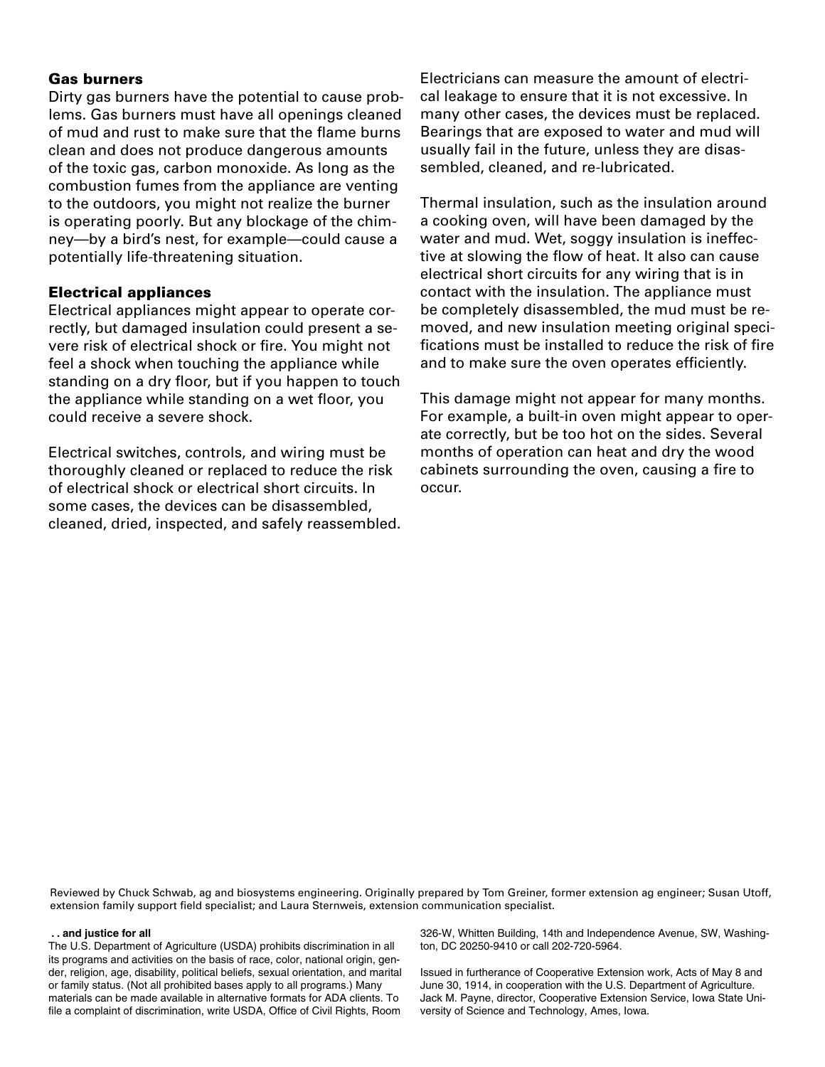### Gas burners

Dirty gas burners have the potential to cause problems. Gas burners must have all openings cleaned of mud and rust to make sure that the flame burns clean and does not produce dangerous amounts of the toxic gas, carbon monoxide. As long as the combustion fumes from the appliance are venting to the outdoors, you might not realize the burner is operating poorly. But any blockage of the chimney—by a bird's nest, for example—could cause a potentially life-threatening situation.

### Electrical appliances

Electrical appliances might appear to operate correctly, but damaged insulation could present a severe risk of electrical shock or fire. You might not feel a shock when touching the appliance while standing on a dry floor, but if you happen to touch the appliance while standing on a wet floor, you could receive a severe shock.

Electrical switches, controls, and wiring must be thoroughly cleaned or replaced to reduce the risk of electrical shock or electrical short circuits. In some cases, the devices can be disassembled, cleaned, dried, inspected, and safely reassembled. Electricians can measure the amount of electrical leakage to ensure that it is not excessive. In many other cases, the devices must be replaced. Bearings that are exposed to water and mud will usually fail in the future, unless they are disassembled, cleaned, and re-lubricated.

Thermal insulation, such as the insulation around a cooking oven, will have been damaged by the water and mud. Wet, soggy insulation is ineffective at slowing the flow of heat. It also can cause electrical short circuits for any wiring that is in contact with the insulation. The appliance must be completely disassembled, the mud must be removed, and new insulation meeting original specifications must be installed to reduce the risk of fire and to make sure the oven operates efficiently.

This damage might not appear for many months. For example, a built-in oven might appear to operate correctly, but be too hot on the sides. Several months of operation can heat and dry the wood cabinets surrounding the oven, causing a fire to occur.

Reviewed by Chuck Schwab, ag and biosystems engineering. Originally prepared by Tom Greiner, former extension ag engineer; Susan Utoff, extension family support field specialist; and Laura Sternweis, extension communication specialist.

**. . and justice for all**
The U.S. Department of Agriculture (USDA) prohibits discrimination in all its programs and activities on the basis of race, color, national origin, gender, religion, age, disability, political beliefs, sexual orientation, and marital or family status. (Not all prohibited bases apply to all programs.) Many materials can be made available in alternative formats for ADA clients. To file a complaint of discrimination, write USDA, Office of Civil Rights, Room 326-W, Whitten Building, 14th and Independence Avenue, SW, Washington, DC 20250-9410 or call 202-720-5964.

Issued in furtherance of Cooperative Extension work, Acts of May 8 and June 30, 1914, in cooperation with the U.S. Department of Agriculture. Jack M. Payne, director, Cooperative Extension Service, Iowa State University of Science and Technology, Ames, Iowa.